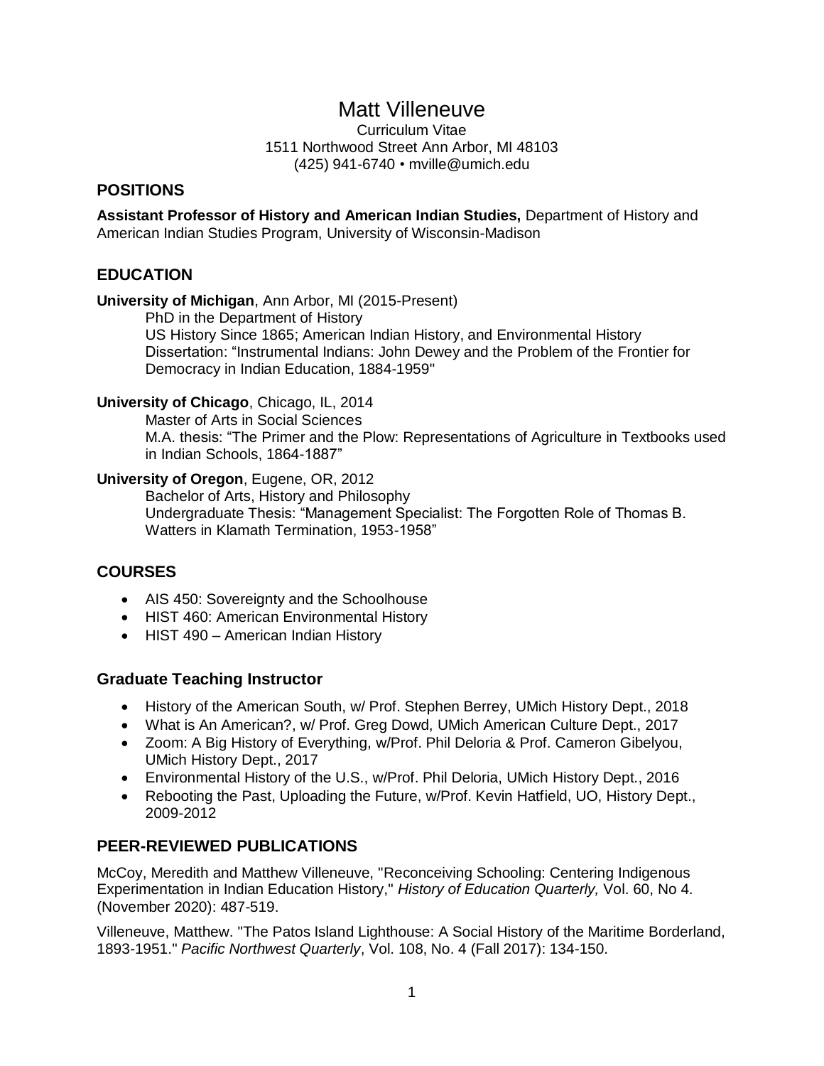# Matt Villeneuve

Curriculum Vitae
1511 Northwood Street Ann Arbor, MI 48103
(425) 941-6740 • mville@umich.edu

## POSITIONS

**Assistant Professor of History and American Indian Studies,** Department of History and American Indian Studies Program, University of Wisconsin-Madison

## EDUCATION

**University of Michigan**, Ann Arbor, MI (2015-Present)
PhD in the Department of History
US History Since 1865; American Indian History, and Environmental History
Dissertation: "Instrumental Indians: John Dewey and the Problem of the Frontier for Democracy in Indian Education, 1884-1959"

**University of Chicago**, Chicago, IL, 2014
Master of Arts in Social Sciences
M.A. thesis: "The Primer and the Plow: Representations of Agriculture in Textbooks used in Indian Schools, 1864-1887"

**University of Oregon**, Eugene, OR, 2012
Bachelor of Arts, History and Philosophy
Undergraduate Thesis: "Management Specialist: The Forgotten Role of Thomas B. Watters in Klamath Termination, 1953-1958"

## COURSES

- AIS 450: Sovereignty and the Schoolhouse
- HIST 460: American Environmental History
- HIST 490 – American Indian History

### Graduate Teaching Instructor

- History of the American South, w/ Prof. Stephen Berrey, UMich History Dept., 2018
- What is An American?, w/ Prof. Greg Dowd, UMich American Culture Dept., 2017
- Zoom: A Big History of Everything, w/Prof. Phil Deloria & Prof. Cameron Gibelyou, UMich History Dept., 2017
- Environmental History of the U.S., w/Prof. Phil Deloria, UMich History Dept., 2016
- Rebooting the Past, Uploading the Future, w/Prof. Kevin Hatfield, UO, History Dept., 2009-2012

## PEER-REVIEWED PUBLICATIONS

McCoy, Meredith and Matthew Villeneuve, "Reconceiving Schooling: Centering Indigenous Experimentation in Indian Education History," *History of Education Quarterly,* Vol. 60, No 4. (November 2020): 487-519.

Villeneuve, Matthew. "The Patos Island Lighthouse: A Social History of the Maritime Borderland, 1893-1951." *Pacific Northwest Quarterly*, Vol. 108, No. 4 (Fall 2017): 134-150.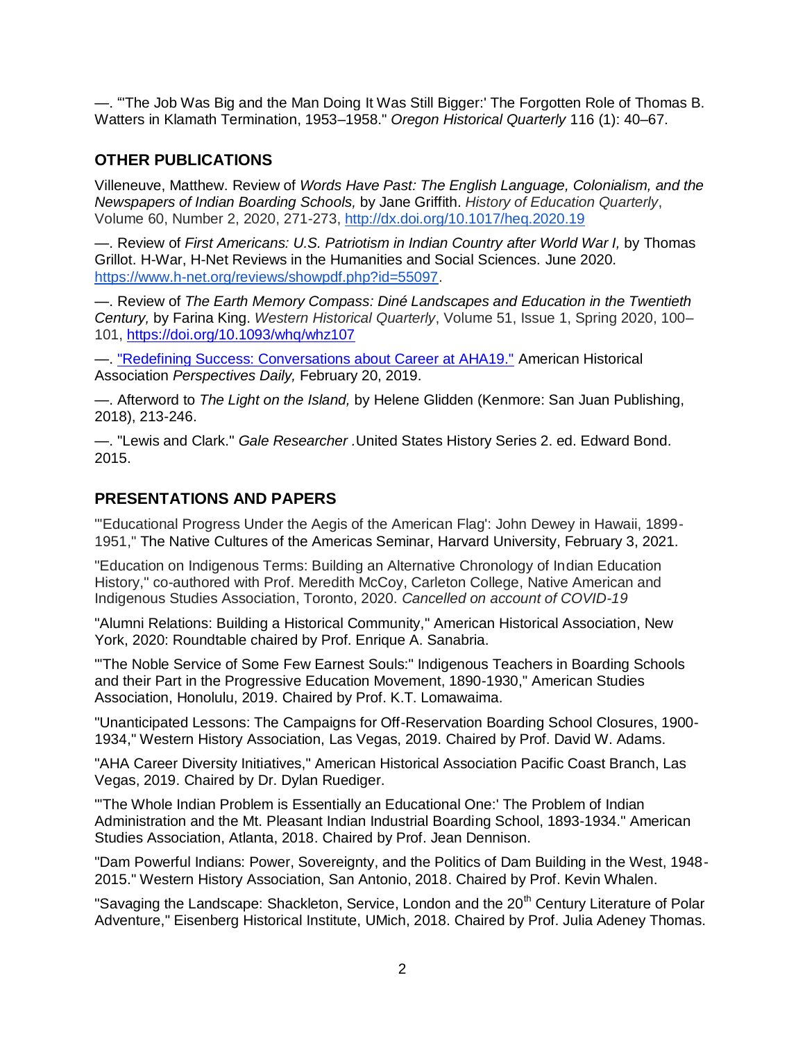—. "'The Job Was Big and the Man Doing It Was Still Bigger:' The Forgotten Role of Thomas B. Watters in Klamath Termination, 1953–1958." *Oregon Historical Quarterly* 116 (1): 40–67.

## OTHER PUBLICATIONS

Villeneuve, Matthew. Review of *Words Have Past: The English Language, Colonialism, and the Newspapers of Indian Boarding Schools,* by Jane Griffith. *History of Education Quarterly*, Volume 60, Number 2, 2020, 271-273, http://dx.doi.org/10.1017/heq.2020.19

—. Review of *First Americans: U.S. Patriotism in Indian Country after World War I,* by Thomas Grillot. H-War, H-Net Reviews in the Humanities and Social Sciences. June 2020. https://www.h-net.org/reviews/showpdf.php?id=55097.

—. Review of *The Earth Memory Compass: Diné Landscapes and Education in the Twentieth Century,* by Farina King. *Western Historical Quarterly*, Volume 51, Issue 1, Spring 2020, 100–101, https://doi.org/10.1093/whq/whz107

—. "Redefining Success: Conversations about Career at AHA19." American Historical Association *Perspectives Daily,* February 20, 2019.

—. Afterword to *The Light on the Island,* by Helene Glidden (Kenmore: San Juan Publishing, 2018), 213-246.

—. "Lewis and Clark." *Gale Researcher* .United States History Series 2. ed. Edward Bond. 2015.

## PRESENTATIONS AND PAPERS

"'Educational Progress Under the Aegis of the American Flag': John Dewey in Hawaii, 1899-1951," The Native Cultures of the Americas Seminar, Harvard University, February 3, 2021.

"Education on Indigenous Terms: Building an Alternative Chronology of Indian Education History," co-authored with Prof. Meredith McCoy, Carleton College, Native American and Indigenous Studies Association, Toronto, 2020. *Cancelled on account of COVID-19*

"Alumni Relations: Building a Historical Community," American Historical Association, New York, 2020: Roundtable chaired by Prof. Enrique A. Sanabria.

"'The Noble Service of Some Few Earnest Souls:" Indigenous Teachers in Boarding Schools and their Part in the Progressive Education Movement, 1890-1930," American Studies Association, Honolulu, 2019. Chaired by Prof. K.T. Lomawaima.

"Unanticipated Lessons: The Campaigns for Off-Reservation Boarding School Closures, 1900-1934," Western History Association, Las Vegas, 2019. Chaired by Prof. David W. Adams.

"AHA Career Diversity Initiatives," American Historical Association Pacific Coast Branch, Las Vegas, 2019. Chaired by Dr. Dylan Ruediger.

"'The Whole Indian Problem is Essentially an Educational One:' The Problem of Indian Administration and the Mt. Pleasant Indian Industrial Boarding School, 1893-1934." American Studies Association, Atlanta, 2018. Chaired by Prof. Jean Dennison.

"Dam Powerful Indians: Power, Sovereignty, and the Politics of Dam Building in the West, 1948-2015." Western History Association, San Antonio, 2018. Chaired by Prof. Kevin Whalen.

"Savaging the Landscape: Shackleton, Service, London and the 20th Century Literature of Polar Adventure," Eisenberg Historical Institute, UMich, 2018. Chaired by Prof. Julia Adeney Thomas.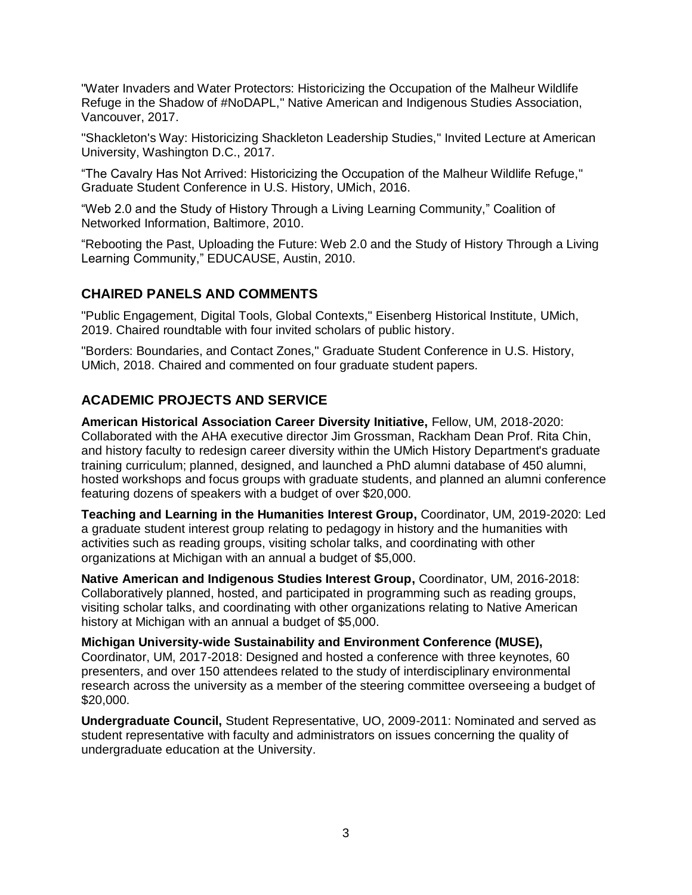"Water Invaders and Water Protectors: Historicizing the Occupation of the Malheur Wildlife Refuge in the Shadow of #NoDAPL," Native American and Indigenous Studies Association, Vancouver, 2017.

"Shackleton's Way: Historicizing Shackleton Leadership Studies," Invited Lecture at American University, Washington D.C., 2017.

"The Cavalry Has Not Arrived: Historicizing the Occupation of the Malheur Wildlife Refuge," Graduate Student Conference in U.S. History, UMich, 2016.

"Web 2.0 and the Study of History Through a Living Learning Community," Coalition of Networked Information, Baltimore, 2010.

"Rebooting the Past, Uploading the Future: Web 2.0 and the Study of History Through a Living Learning Community," EDUCAUSE, Austin, 2010.

## CHAIRED PANELS AND COMMENTS

"Public Engagement, Digital Tools, Global Contexts," Eisenberg Historical Institute, UMich, 2019. Chaired roundtable with four invited scholars of public history.

"Borders: Boundaries, and Contact Zones," Graduate Student Conference in U.S. History, UMich, 2018. Chaired and commented on four graduate student papers.

## ACADEMIC PROJECTS AND SERVICE

**American Historical Association Career Diversity Initiative,** Fellow, UM, 2018-2020: Collaborated with the AHA executive director Jim Grossman, Rackham Dean Prof. Rita Chin, and history faculty to redesign career diversity within the UMich History Department's graduate training curriculum; planned, designed, and launched a PhD alumni database of 450 alumni, hosted workshops and focus groups with graduate students, and planned an alumni conference featuring dozens of speakers with a budget of over $20,000.

**Teaching and Learning in the Humanities Interest Group,** Coordinator, UM, 2019-2020: Led a graduate student interest group relating to pedagogy in history and the humanities with activities such as reading groups, visiting scholar talks, and coordinating with other organizations at Michigan with an annual a budget of $5,000.

**Native American and Indigenous Studies Interest Group,** Coordinator, UM, 2016-2018: Collaboratively planned, hosted, and participated in programming such as reading groups, visiting scholar talks, and coordinating with other organizations relating to Native American history at Michigan with an annual a budget of $5,000.

**Michigan University-wide Sustainability and Environment Conference (MUSE),** Coordinator, UM, 2017-2018: Designed and hosted a conference with three keynotes, 60 presenters, and over 150 attendees related to the study of interdisciplinary environmental research across the university as a member of the steering committee overseeing a budget of $20,000.

**Undergraduate Council,** Student Representative, UO, 2009-2011: Nominated and served as student representative with faculty and administrators on issues concerning the quality of undergraduate education at the University.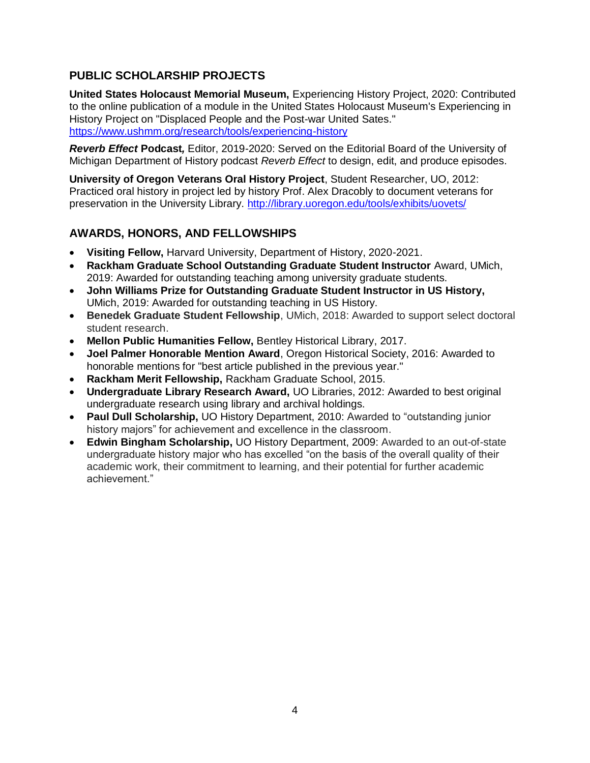## PUBLIC SCHOLARSHIP PROJECTS

**United States Holocaust Memorial Museum,** Experiencing History Project, 2020: Contributed to the online publication of a module in the United States Holocaust Museum's Experiencing in History Project on "Displaced People and the Post-war United Sates." https://www.ushmm.org/research/tools/experiencing-history

***Reverb Effect*** **Podcast,** Editor, 2019-2020: Served on the Editorial Board of the University of Michigan Department of History podcast *Reverb Effect* to design, edit, and produce episodes.

**University of Oregon Veterans Oral History Project**, Student Researcher, UO, 2012: Practiced oral history in project led by history Prof. Alex Dracobly to document veterans for preservation in the University Library. http://library.uoregon.edu/tools/exhibits/uovets/

## AWARDS, HONORS, AND FELLOWSHIPS

- **Visiting Fellow,** Harvard University, Department of History, 2020-2021.
- **Rackham Graduate School Outstanding Graduate Student Instructor** Award, UMich, 2019: Awarded for outstanding teaching among university graduate students.
- **John Williams Prize for Outstanding Graduate Student Instructor in US History,** UMich, 2019: Awarded for outstanding teaching in US History.
- **Benedek Graduate Student Fellowship**, UMich, 2018: Awarded to support select doctoral student research.
- **Mellon Public Humanities Fellow,** Bentley Historical Library, 2017.
- **Joel Palmer Honorable Mention Award**, Oregon Historical Society, 2016: Awarded to honorable mentions for "best article published in the previous year."
- **Rackham Merit Fellowship,** Rackham Graduate School, 2015.
- **Undergraduate Library Research Award,** UO Libraries, 2012: Awarded to best original undergraduate research using library and archival holdings.
- **Paul Dull Scholarship,** UO History Department, 2010: Awarded to "outstanding junior history majors" for achievement and excellence in the classroom.
- **Edwin Bingham Scholarship,** UO History Department, 2009: Awarded to an out-of-state undergraduate history major who has excelled "on the basis of the overall quality of their academic work, their commitment to learning, and their potential for further academic achievement."